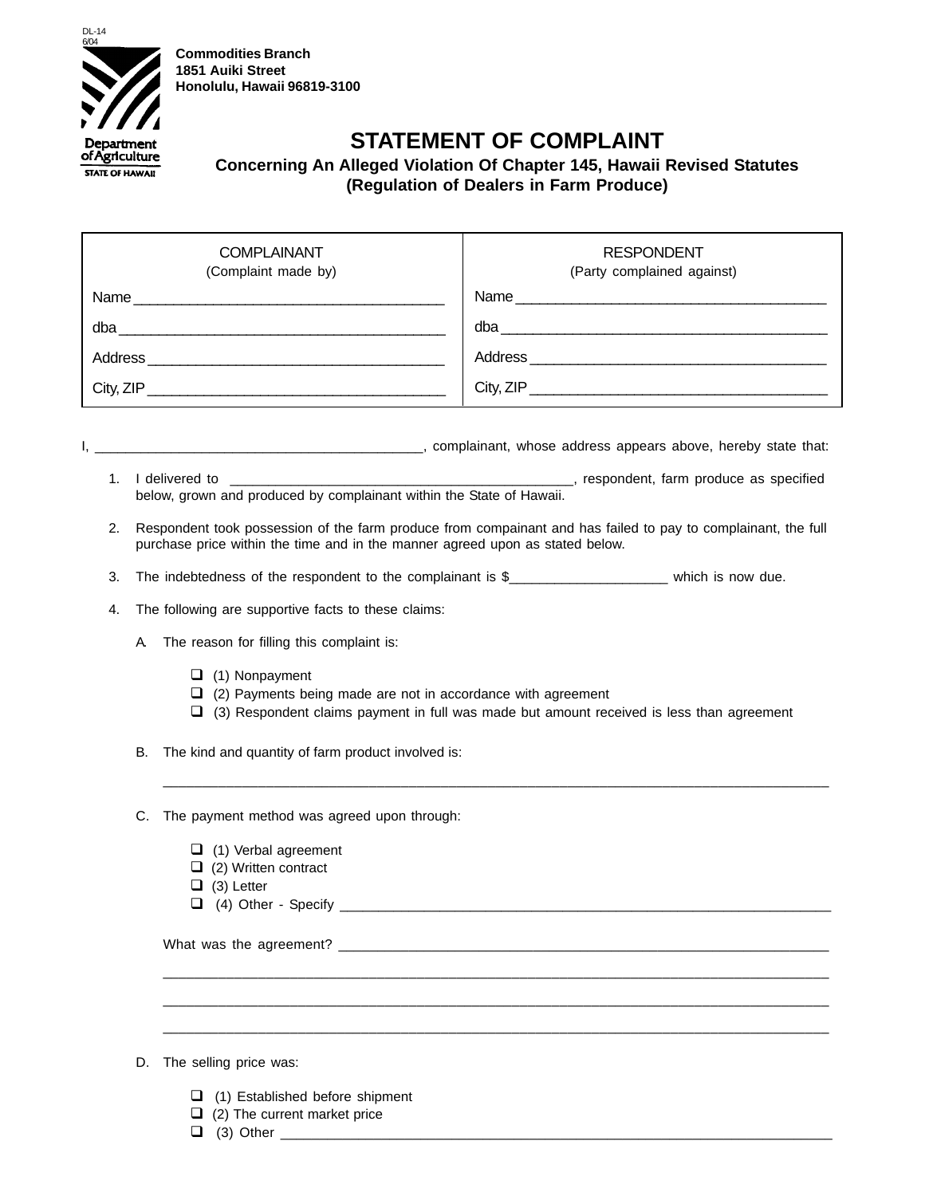DL-14
6/04

**Commodities Branch**
**1851 Auiki Street**
**Honolulu, Hawaii 96819-3100**

Department of Agriculture
STATE OF HAWAII

# STATEMENT OF COMPLAINT

## Concerning An Alleged Violation Of Chapter 145, Hawaii Revised Statutes (Regulation of Dealers in Farm Produce)

| COMPLAINANT (Complaint made by) | RESPONDENT (Party complained against) |
|---|---|
| Name ________________________________________ | Name ________________________________________ |
| dba __________________________________________ | dba __________________________________________ |
| Address ______________________________________ | Address ______________________________________ |
| City, ZIP _____________________________________ | City, ZIP _____________________________________ |

I, ___________________________________________, complainant, whose address appears above, hereby state that:

1. I delivered to ______________________________________________, respondent, farm produce as specified below, grown and produced by complainant within the State of Hawaii.

2. Respondent took possession of the farm produce from compainant and has failed to pay to complainant, the full purchase price within the time and in the manner agreed upon as stated below.

3. The indebtedness of the respondent to the complainant is $_____________________ which is now due.

4. The following are supportive facts to these claims:

   A. The reason for filling this complaint is:

      - ☐ (1) Nonpayment
      - ☐ (2) Payments being made are not in accordance with agreement
      - ☐ (3) Respondent claims payment in full was made but amount received is less than agreement

   B. The kind and quantity of farm product involved is:

      ______________________________________________________________________________________

   C. The payment method was agreed upon through:

      - ☐ (1) Verbal agreement
      - ☐ (2) Written contract
      - ☐ (3) Letter
      - ☐ (4) Other - Specify _______________________________________________________________

      What was the agreement? _______________________________________________________________

      ______________________________________________________________________________________

      ______________________________________________________________________________________

      ______________________________________________________________________________________

   D. The selling price was:

      - ☐ (1) Established before shipment
      - ☐ (2) The current market price
      - ☐ (3) Other _____________________________________________________________________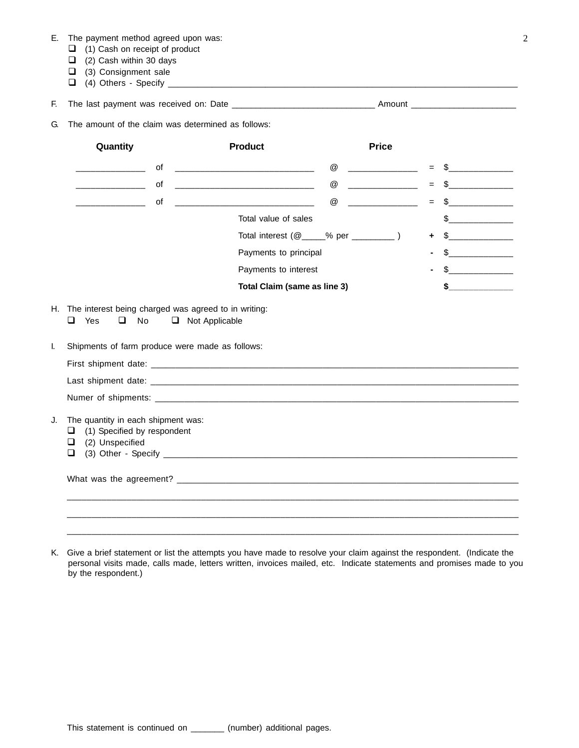E. The payment method agreed upon was:

- ☐ (1) Cash on receipt of product
- ☐ (2) Cash within 30 days
- ☐ (3) Consignment sale
- ☐ (4) Others - Specify ______________________________________________________________________________

F. The last payment was received on: Date ______________________________ Amount ______________________

G. The amount of the claim was determined as follows:

| Quantity | | Product | | Price | | |
|---|---|---|---|---|---|---|
| ______________ | of | _____________________________ | @ | ______________ | = | $_____________ |
| ______________ | of | _____________________________ | @ | ______________ | = | $_____________ |
| ______________ | of | _____________________________ | @ | ______________ | = | $_____________ |
| | | Total value of sales | | | | $_____________ |
| | | Total interest (@_____% per _________ ) | | | + | $_____________ |
| | | Payments to principal | | | - | $_____________ |
| | | Payments to interest | | | - | $_____________ |
| | | **Total Claim (same as line 3)** | | | | **$_____________** |

H. The interest being charged was agreed to in writing:

☐ Yes ☐ No ☐ Not Applicable

I. Shipments of farm produce were made as follows:

First shipment date: ______________________________________________________________________________

Last shipment date: ______________________________________________________________________________

Numer of shipments: ______________________________________________________________________________

J. The quantity in each shipment was:

- ☐ (1) Specified by respondent
- ☐ (2) Unspecified
- ☐ (3) Other - Specify ______________________________________________________________________________

What was the agreement? ______________________________________________________________________________

______________________________________________________________________________________________

______________________________________________________________________________________________

______________________________________________________________________________________________

K. Give a brief statement or list the attempts you have made to resolve your claim against the respondent. (Indicate the personal visits made, calls made, letters written, invoices mailed, etc. Indicate statements and promises made to you by the respondent.)

This statement is continued on _______ (number) additional pages.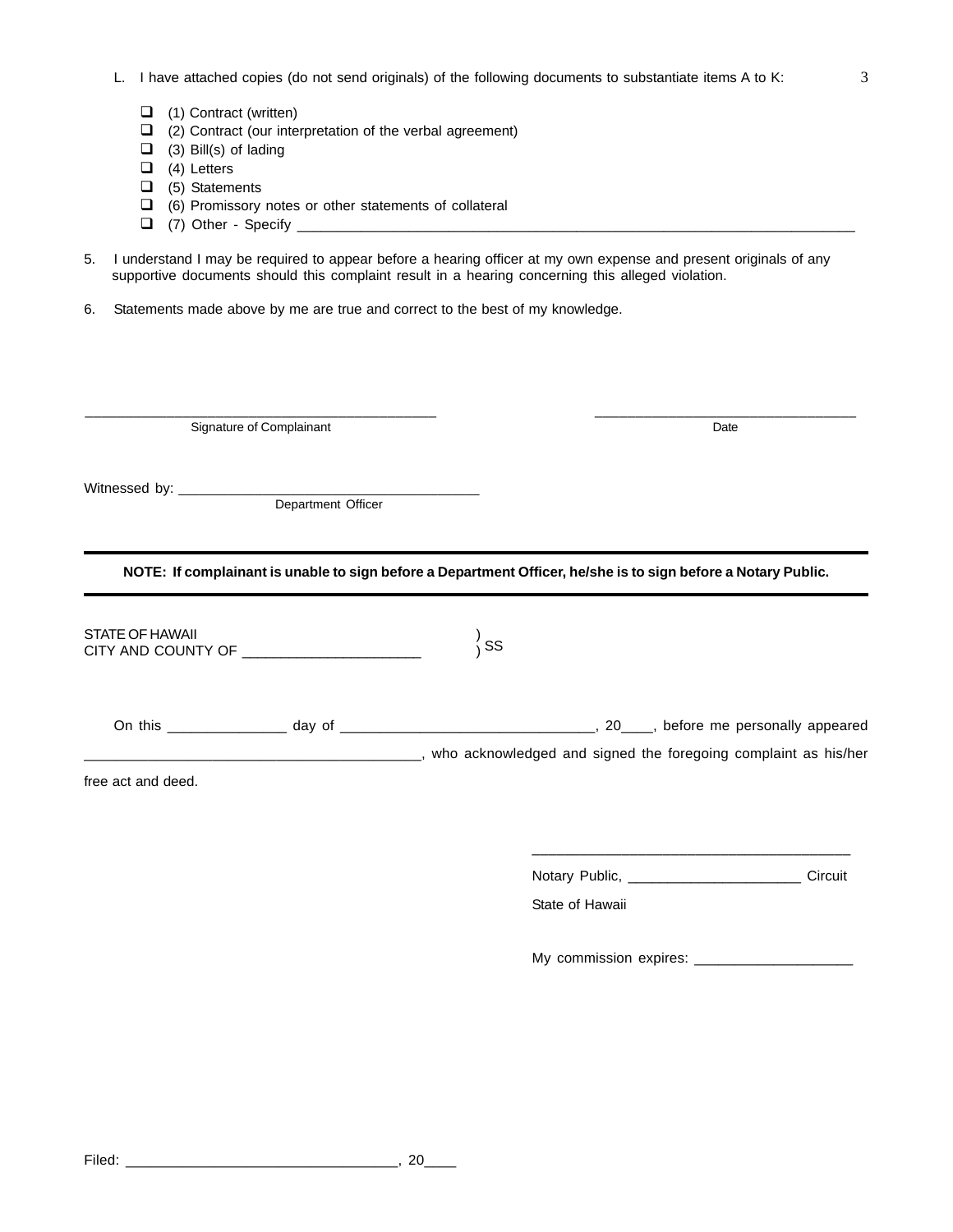L. I have attached copies (do not send originals) of the following documents to substantiate items A to K:

- ☐ (1) Contract (written)
- ☐ (2) Contract (our interpretation of the verbal agreement)
- ☐ (3) Bill(s) of lading
- ☐ (4) Letters
- ☐ (5) Statements
- ☐ (6) Promissory notes or other statements of collateral
- ☐ (7) Other - Specify ___________________________________________________________________________

5. I understand I may be required to appear before a hearing officer at my own expense and present originals of any supportive documents should this complaint result in a hearing concerning this alleged violation.

6. Statements made above by me are true and correct to the best of my knowledge.

_______________________________________________ Signature of Complainant

__________________________________ Date

Witnessed by: _______________________________________ Department Officer

---

**NOTE: If complainant is unable to sign before a Department Officer, he/she is to sign before a Notary Public.**

---

STATE OF HAWAII )
CITY AND COUNTY OF ______________________ ) SS

On this _______________ day of ________________________________, 20____, before me personally appeared __________________________________________, who acknowledged and signed the foregoing complaint as his/her free act and deed.

________________________________________

Notary Public, ______________________ Circuit

State of Hawaii

My commission expires: ____________________

Filed: _________________________________, 20____